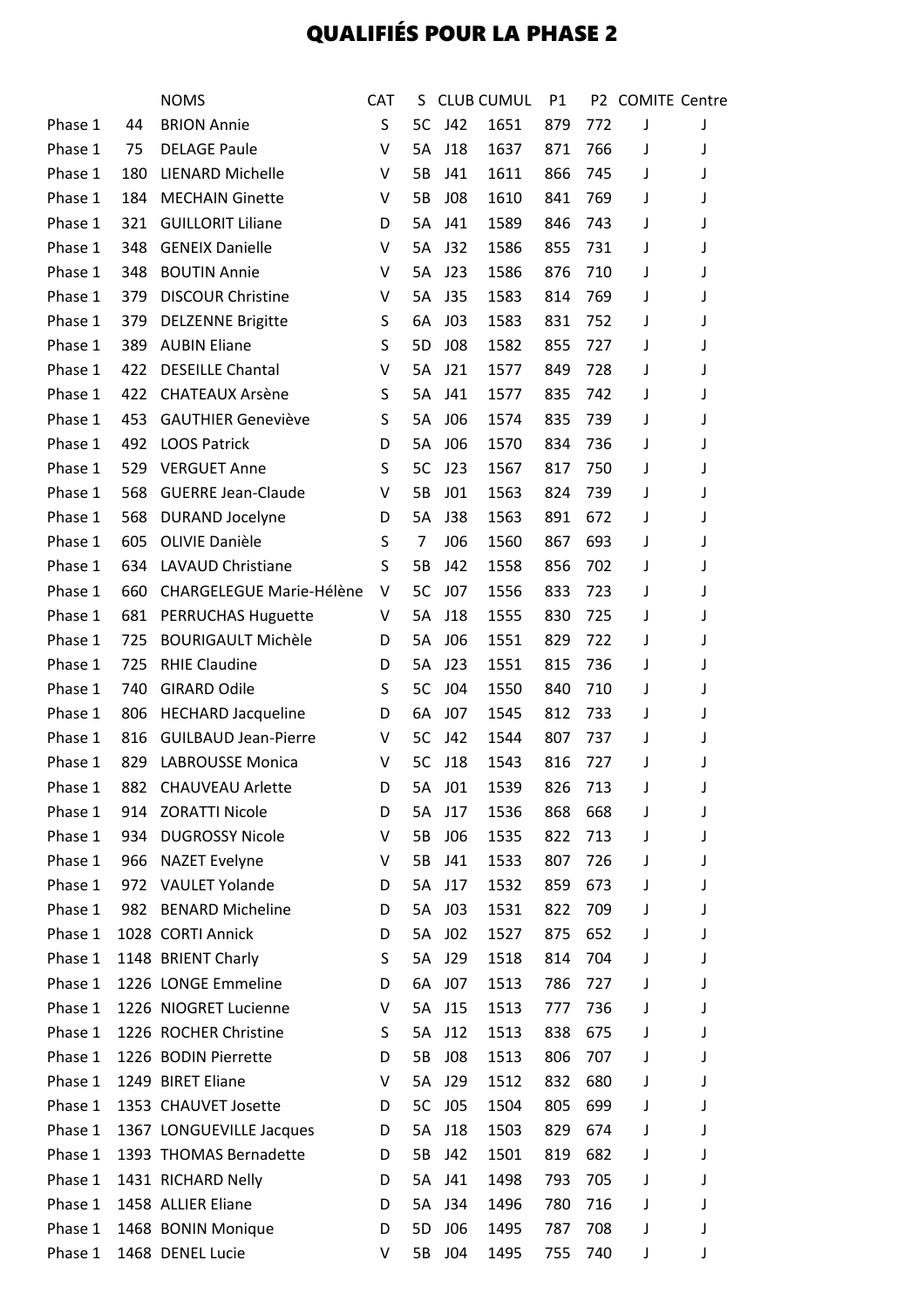# QUALIFIÉS POUR LA PHASE 2

| | | NOMS | CAT | S | CLUB | CUMUL | P1 | P2 | COMITE | Centre |
|---|---|---|---|---|---|---|---|---|---|---|
| Phase 1 | 44 | BRION Annie | S | 5C | J42 | 1651 | 879 | 772 | J | J |
| Phase 1 | 75 | DELAGE Paule | V | 5A | J18 | 1637 | 871 | 766 | J | J |
| Phase 1 | 180 | LIENARD Michelle | V | 5B | J41 | 1611 | 866 | 745 | J | J |
| Phase 1 | 184 | MECHAIN Ginette | V | 5B | J08 | 1610 | 841 | 769 | J | J |
| Phase 1 | 321 | GUILLORIT Liliane | D | 5A | J41 | 1589 | 846 | 743 | J | J |
| Phase 1 | 348 | GENEIX Danielle | V | 5A | J32 | 1586 | 855 | 731 | J | J |
| Phase 1 | 348 | BOUTIN Annie | V | 5A | J23 | 1586 | 876 | 710 | J | J |
| Phase 1 | 379 | DISCOUR Christine | V | 5A | J35 | 1583 | 814 | 769 | J | J |
| Phase 1 | 379 | DELZENNE Brigitte | S | 6A | J03 | 1583 | 831 | 752 | J | J |
| Phase 1 | 389 | AUBIN Eliane | S | 5D | J08 | 1582 | 855 | 727 | J | J |
| Phase 1 | 422 | DESEILLE Chantal | V | 5A | J21 | 1577 | 849 | 728 | J | J |
| Phase 1 | 422 | CHATEAUX Arsène | S | 5A | J41 | 1577 | 835 | 742 | J | J |
| Phase 1 | 453 | GAUTHIER Geneviève | S | 5A | J06 | 1574 | 835 | 739 | J | J |
| Phase 1 | 492 | LOOS Patrick | D | 5A | J06 | 1570 | 834 | 736 | J | J |
| Phase 1 | 529 | VERGUET Anne | S | 5C | J23 | 1567 | 817 | 750 | J | J |
| Phase 1 | 568 | GUERRE Jean-Claude | V | 5B | J01 | 1563 | 824 | 739 | J | J |
| Phase 1 | 568 | DURAND Jocelyne | D | 5A | J38 | 1563 | 891 | 672 | J | J |
| Phase 1 | 605 | OLIVIE Danièle | S | 7 | J06 | 1560 | 867 | 693 | J | J |
| Phase 1 | 634 | LAVAUD Christiane | S | 5B | J42 | 1558 | 856 | 702 | J | J |
| Phase 1 | 660 | CHARGELEGUE Marie-Hélène | V | 5C | J07 | 1556 | 833 | 723 | J | J |
| Phase 1 | 681 | PERRUCHAS Huguette | V | 5A | J18 | 1555 | 830 | 725 | J | J |
| Phase 1 | 725 | BOURIGAULT Michèle | D | 5A | J06 | 1551 | 829 | 722 | J | J |
| Phase 1 | 725 | RHIE Claudine | D | 5A | J23 | 1551 | 815 | 736 | J | J |
| Phase 1 | 740 | GIRARD Odile | S | 5C | J04 | 1550 | 840 | 710 | J | J |
| Phase 1 | 806 | HECHARD Jacqueline | D | 6A | J07 | 1545 | 812 | 733 | J | J |
| Phase 1 | 816 | GUILBAUD Jean-Pierre | V | 5C | J42 | 1544 | 807 | 737 | J | J |
| Phase 1 | 829 | LABROUSSE Monica | V | 5C | J18 | 1543 | 816 | 727 | J | J |
| Phase 1 | 882 | CHAUVEAU Arlette | D | 5A | J01 | 1539 | 826 | 713 | J | J |
| Phase 1 | 914 | ZORATTI Nicole | D | 5A | J17 | 1536 | 868 | 668 | J | J |
| Phase 1 | 934 | DUGROSSY Nicole | V | 5B | J06 | 1535 | 822 | 713 | J | J |
| Phase 1 | 966 | NAZET Evelyne | V | 5B | J41 | 1533 | 807 | 726 | J | J |
| Phase 1 | 972 | VAULET Yolande | D | 5A | J17 | 1532 | 859 | 673 | J | J |
| Phase 1 | 982 | BENARD Micheline | D | 5A | J03 | 1531 | 822 | 709 | J | J |
| Phase 1 | 1028 | CORTI Annick | D | 5A | J02 | 1527 | 875 | 652 | J | J |
| Phase 1 | 1148 | BRIENT Charly | S | 5A | J29 | 1518 | 814 | 704 | J | J |
| Phase 1 | 1226 | LONGE Emmeline | D | 6A | J07 | 1513 | 786 | 727 | J | J |
| Phase 1 | 1226 | NIOGRET Lucienne | V | 5A | J15 | 1513 | 777 | 736 | J | J |
| Phase 1 | 1226 | ROCHER Christine | S | 5A | J12 | 1513 | 838 | 675 | J | J |
| Phase 1 | 1226 | BODIN Pierrette | D | 5B | J08 | 1513 | 806 | 707 | J | J |
| Phase 1 | 1249 | BIRET Eliane | V | 5A | J29 | 1512 | 832 | 680 | J | J |
| Phase 1 | 1353 | CHAUVET Josette | D | 5C | J05 | 1504 | 805 | 699 | J | J |
| Phase 1 | 1367 | LONGUEVILLE Jacques | D | 5A | J18 | 1503 | 829 | 674 | J | J |
| Phase 1 | 1393 | THOMAS Bernadette | D | 5B | J42 | 1501 | 819 | 682 | J | J |
| Phase 1 | 1431 | RICHARD Nelly | D | 5A | J41 | 1498 | 793 | 705 | J | J |
| Phase 1 | 1458 | ALLIER Eliane | D | 5A | J34 | 1496 | 780 | 716 | J | J |
| Phase 1 | 1468 | BONIN Monique | D | 5D | J06 | 1495 | 787 | 708 | J | J |
| Phase 1 | 1468 | DENEL Lucie | V | 5B | J04 | 1495 | 755 | 740 | J | J |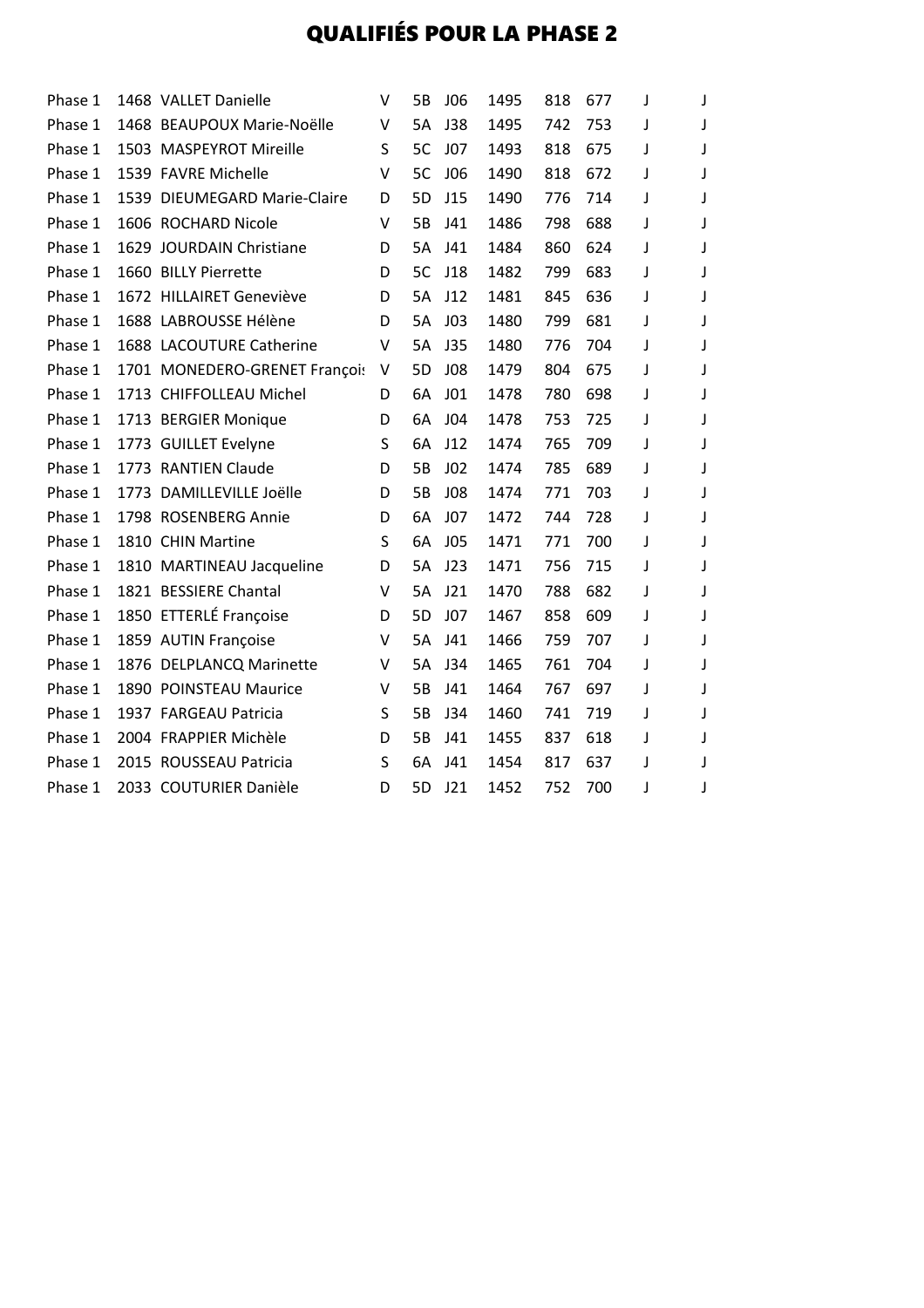# QUALIFIÉS POUR LA PHASE 2

| | | | | | | | | | | |
|---|---|---|---|---|---|---|---|---|---|---|
| Phase 1 | 1468 | VALLET Danielle | V | 5B | J06 | 1495 | 818 | 677 | J | J |
| Phase 1 | 1468 | BEAUPOUX Marie-Noëlle | V | 5A | J38 | 1495 | 742 | 753 | J | J |
| Phase 1 | 1503 | MASPEYROT Mireille | S | 5C | J07 | 1493 | 818 | 675 | J | J |
| Phase 1 | 1539 | FAVRE Michelle | V | 5C | J06 | 1490 | 818 | 672 | J | J |
| Phase 1 | 1539 | DIEUMEGARD Marie-Claire | D | 5D | J15 | 1490 | 776 | 714 | J | J |
| Phase 1 | 1606 | ROCHARD Nicole | V | 5B | J41 | 1486 | 798 | 688 | J | J |
| Phase 1 | 1629 | JOURDAIN Christiane | D | 5A | J41 | 1484 | 860 | 624 | J | J |
| Phase 1 | 1660 | BILLY Pierrette | D | 5C | J18 | 1482 | 799 | 683 | J | J |
| Phase 1 | 1672 | HILLAIRET Geneviève | D | 5A | J12 | 1481 | 845 | 636 | J | J |
| Phase 1 | 1688 | LABROUSSE Hélène | D | 5A | J03 | 1480 | 799 | 681 | J | J |
| Phase 1 | 1688 | LACOUTURE Catherine | V | 5A | J35 | 1480 | 776 | 704 | J | J |
| Phase 1 | 1701 | MONEDERO-GRENET François | V | 5D | J08 | 1479 | 804 | 675 | J | J |
| Phase 1 | 1713 | CHIFFOLLEAU Michel | D | 6A | J01 | 1478 | 780 | 698 | J | J |
| Phase 1 | 1713 | BERGIER Monique | D | 6A | J04 | 1478 | 753 | 725 | J | J |
| Phase 1 | 1773 | GUILLET Evelyne | S | 6A | J12 | 1474 | 765 | 709 | J | J |
| Phase 1 | 1773 | RANTIEN Claude | D | 5B | J02 | 1474 | 785 | 689 | J | J |
| Phase 1 | 1773 | DAMILLEVILLE Joëlle | D | 5B | J08 | 1474 | 771 | 703 | J | J |
| Phase 1 | 1798 | ROSENBERG Annie | D | 6A | J07 | 1472 | 744 | 728 | J | J |
| Phase 1 | 1810 | CHIN Martine | S | 6A | J05 | 1471 | 771 | 700 | J | J |
| Phase 1 | 1810 | MARTINEAU Jacqueline | D | 5A | J23 | 1471 | 756 | 715 | J | J |
| Phase 1 | 1821 | BESSIERE Chantal | V | 5A | J21 | 1470 | 788 | 682 | J | J |
| Phase 1 | 1850 | ETTERLÉ Françoise | D | 5D | J07 | 1467 | 858 | 609 | J | J |
| Phase 1 | 1859 | AUTIN Françoise | V | 5A | J41 | 1466 | 759 | 707 | J | J |
| Phase 1 | 1876 | DELPLANCQ Marinette | V | 5A | J34 | 1465 | 761 | 704 | J | J |
| Phase 1 | 1890 | POINSTEAU Maurice | V | 5B | J41 | 1464 | 767 | 697 | J | J |
| Phase 1 | 1937 | FARGEAU Patricia | S | 5B | J34 | 1460 | 741 | 719 | J | J |
| Phase 1 | 2004 | FRAPPIER Michèle | D | 5B | J41 | 1455 | 837 | 618 | J | J |
| Phase 1 | 2015 | ROUSSEAU Patricia | S | 6A | J41 | 1454 | 817 | 637 | J | J |
| Phase 1 | 2033 | COUTURIER Danièle | D | 5D | J21 | 1452 | 752 | 700 | J | J |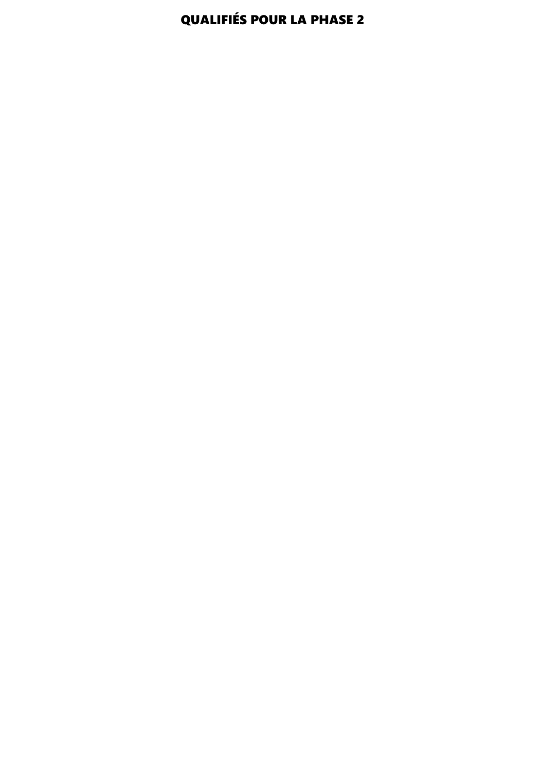# QUALIFIÉS POUR LA PHASE 2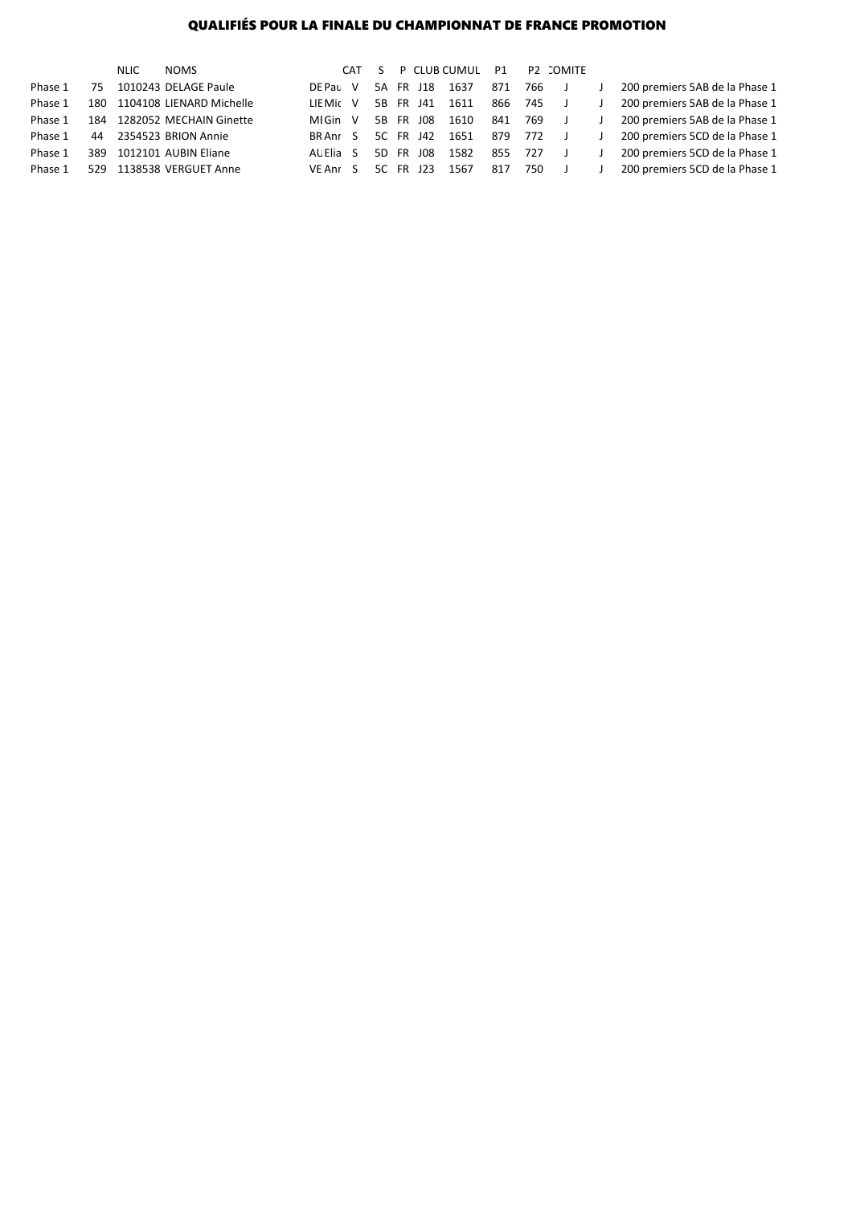# QUALIFIÉS POUR LA FINALE DU CHAMPIONNAT DE FRANCE PROMOTION

| | | NLIC | NOMS | | CAT | S | P | CLUB | CUMUL | P1 | P2 | COMITE | | |
|---|---|---|---|---|---|---|---|---|---|---|---|---|---|---|
| Phase 1 | 75 | 1010243 | DELAGE Paule | DE Pau | V | 5A | FR | J18 | 1637 | 871 | 766 | J | J | 200 premiers 5AB de la Phase 1 |
| Phase 1 | 180 | 1104108 | LIENARD Michelle | LIE Mic | V | 5B | FR | J41 | 1611 | 866 | 745 | J | J | 200 premiers 5AB de la Phase 1 |
| Phase 1 | 184 | 1282052 | MECHAIN Ginette | MI Gin | V | 5B | FR | J08 | 1610 | 841 | 769 | J | J | 200 premiers 5AB de la Phase 1 |
| Phase 1 | 44 | 2354523 | BRION Annie | BR Anr | S | 5C | FR | J42 | 1651 | 879 | 772 | J | J | 200 premiers 5CD de la Phase 1 |
| Phase 1 | 389 | 1012101 | AUBIN Eliane | AU Elia | S | 5D | FR | J08 | 1582 | 855 | 727 | J | J | 200 premiers 5CD de la Phase 1 |
| Phase 1 | 529 | 1138538 | VERGUET Anne | VE Anr | S | 5C | FR | J23 | 1567 | 817 | 750 | J | J | 200 premiers 5CD de la Phase 1 |